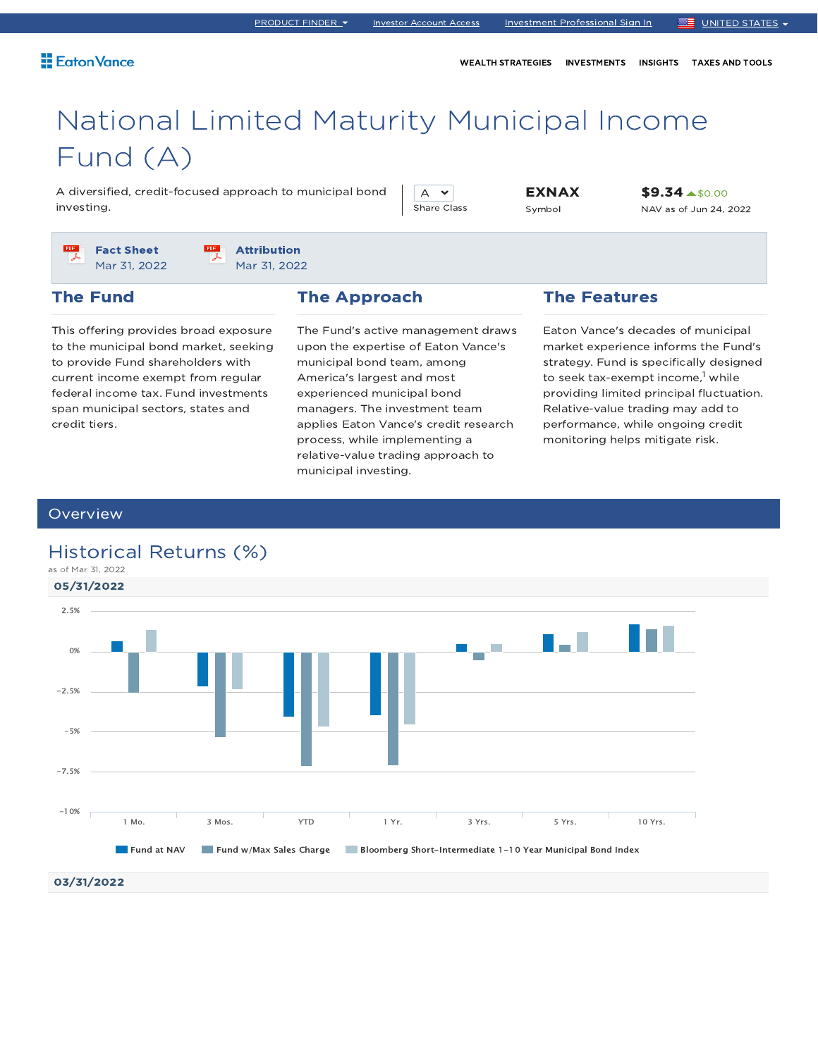PRODUCT FINDER | Investor Account Access | Investment Professional Sign In | UNITED STATES

Eaton Vance

WEALTH STRATEGIES | INVESTMENTS | INSIGHTS | TAXES AND TOOLS

# National Limited Maturity Municipal Income Fund (A)

A diversified, credit-focused approach to municipal bond investing.

A
Share Class

**EXNAX**
Symbol

**$9.34** $0.00
NAV as of Jun 24, 2022

**Fact Sheet**
Mar 31, 2022

**Attribution**
Mar 31, 2022

## The Fund

This offering provides broad exposure to the municipal bond market, seeking to provide Fund shareholders with current income exempt from regular federal income tax. Fund investments span municipal sectors, states and credit tiers.

## The Approach

The Fund's active management draws upon the expertise of Eaton Vance's municipal bond team, among America's largest and most experienced municipal bond managers. The investment team applies Eaton Vance's credit research process, while implementing a relative-value trading approach to municipal investing.

## The Features

Eaton Vance's decades of municipal market experience informs the Fund's strategy. Fund is specifically designed to seek tax-exempt income,[1] while providing limited principal fluctuation. Relative-value trading may add to performance, while ongoing credit monitoring helps mitigate risk.

## Overview

### Historical Returns (%)

as of Mar 31, 2022

**05/31/2022**

Chart axis: 2.5%, 0%, −2.5%, −5%, −7.5%, −10%

Categories: 1 Mo. | 3 Mos. | YTD | 1 Yr. | 3 Yrs. | 5 Yrs. | 10 Yrs.

Legend: Fund at NAV | Fund w/Max Sales Charge | Bloomberg Short-Intermediate 1-10 Year Municipal Bond Index

**03/31/2022**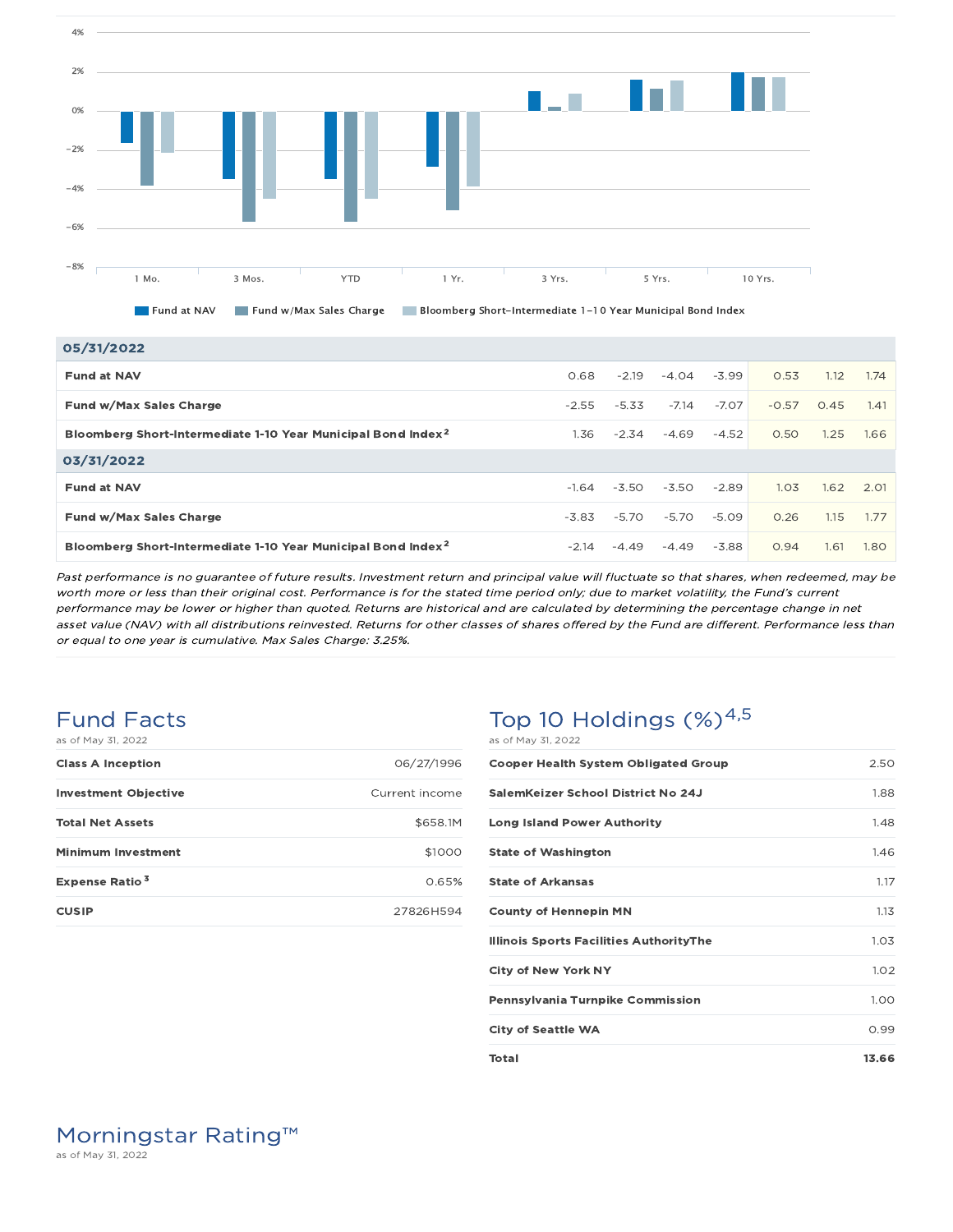| | 1 Mo. | 3 Mos. | YTD | 1 Yr. | 3 Yrs. | 5 Yrs. | 10 Yrs. |
|---|---|---|---|---|---|---|---|
| **05/31/2022** | | | | | | | |
| **Fund at NAV** | 0.68 | -2.19 | -4.04 | -3.99 | 0.53 | 1.12 | 1.74 |
| **Fund w/Max Sales Charge** | -2.55 | -5.33 | -7.14 | -7.07 | -0.57 | 0.45 | 1.41 |
| **Bloomberg Short-Intermediate 1-10 Year Municipal Bond Index**[2] | 1.36 | -2.34 | -4.69 | -4.52 | 0.50 | 1.25 | 1.66 |
| **03/31/2022** | | | | | | | |
| **Fund at NAV** | -1.64 | -3.50 | -3.50 | -2.89 | 1.03 | 1.62 | 2.01 |
| **Fund w/Max Sales Charge** | -3.83 | -5.70 | -5.70 | -5.09 | 0.26 | 1.15 | 1.77 |
| **Bloomberg Short-Intermediate 1-10 Year Municipal Bond Index**[2] | -2.14 | -4.49 | -4.49 | -3.88 | 0.94 | 1.61 | 1.80 |

*Past performance is no guarantee of future results. Investment return and principal value will fluctuate so that shares, when redeemed, may be worth more or less than their original cost. Performance is for the stated time period only; due to market volatility, the Fund's current performance may be lower or higher than quoted. Returns are historical and are calculated by determining the percentage change in net asset value (NAV) with all distributions reinvested. Returns for other classes of shares offered by the Fund are different. Performance less than or equal to one year is cumulative. Max Sales Charge: 3.25%.*

## Fund Facts

as of May 31, 2022

| | |
|---|---|
| **Class A Inception** | 06/27/1996 |
| **Investment Objective** | Current income |
| **Total Net Assets** | $658.1M |
| **Minimum Investment** | $1000 |
| **Expense Ratio**[3] | 0.65% |
| **CUSIP** | 27826H594 |

## Top 10 Holdings (%)[4,5]

as of May 31, 2022

| | |
|---|---|
| **Cooper Health System Obligated Group** | 2.50 |
| **SalemKeizer School District No 24J** | 1.88 |
| **Long Island Power Authority** | 1.48 |
| **State of Washington** | 1.46 |
| **State of Arkansas** | 1.17 |
| **County of Hennepin MN** | 1.13 |
| **Illinois Sports Facilities AuthorityThe** | 1.03 |
| **City of New York NY** | 1.02 |
| **Pennsylvania Turnpike Commission** | 1.00 |
| **City of Seattle WA** | 0.99 |
| **Total** | **13.66** |

## Morningstar Rating™

as of May 31, 2022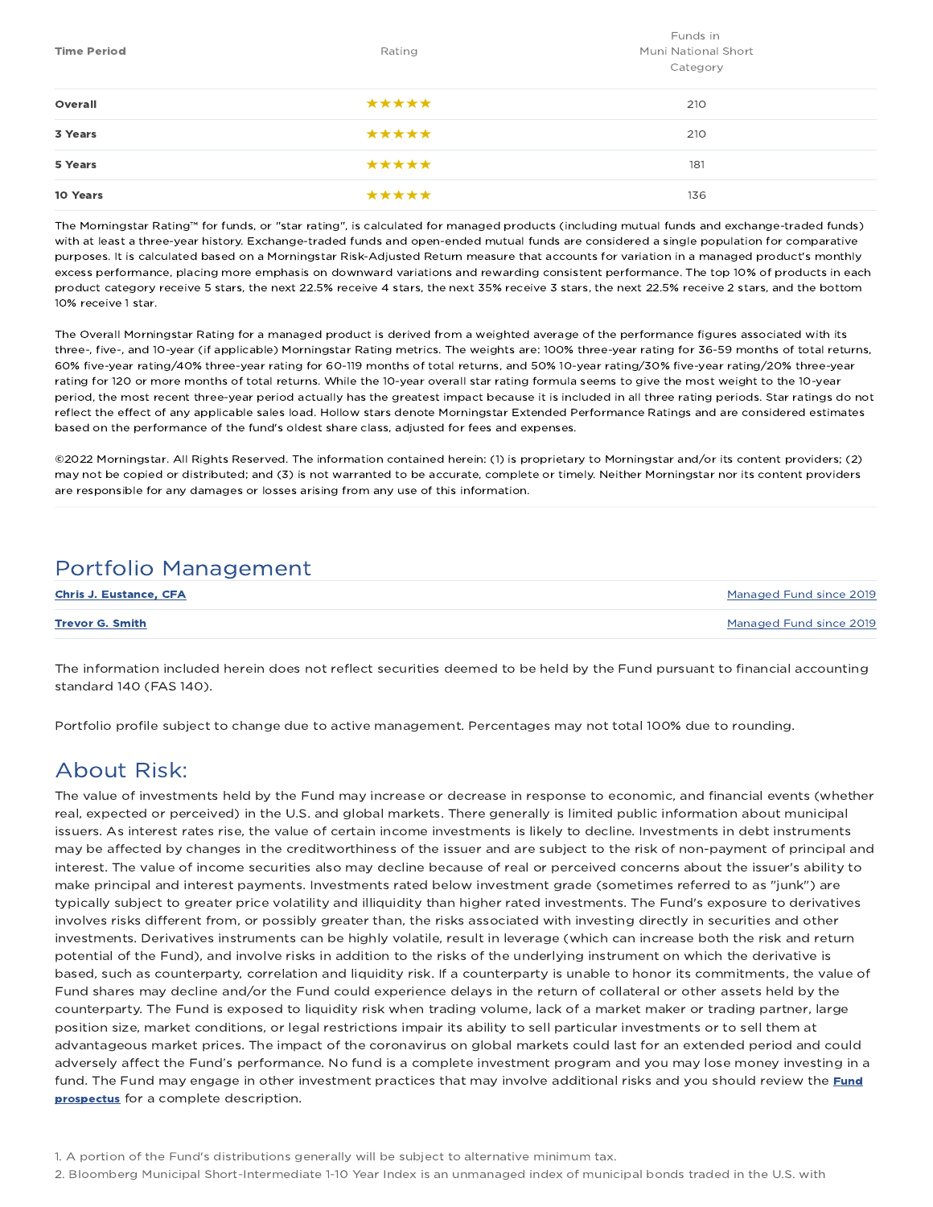| Time Period | Rating | Funds in Muni National Short Category |
|---|---|---|
| **Overall** | ★★★★★ | 210 |
| **3 Years** | ★★★★★ | 210 |
| **5 Years** | ★★★★★ | 181 |
| **10 Years** | ★★★★★ | 136 |

The Morningstar Rating™ for funds, or "star rating", is calculated for managed products (including mutual funds and exchange-traded funds) with at least a three-year history. Exchange-traded funds and open-ended mutual funds are considered a single population for comparative purposes. It is calculated based on a Morningstar Risk-Adjusted Return measure that accounts for variation in a managed product's monthly excess performance, placing more emphasis on downward variations and rewarding consistent performance. The top 10% of products in each product category receive 5 stars, the next 22.5% receive 4 stars, the next 35% receive 3 stars, the next 22.5% receive 2 stars, and the bottom 10% receive 1 star.

The Overall Morningstar Rating for a managed product is derived from a weighted average of the performance figures associated with its three-, five-, and 10-year (if applicable) Morningstar Rating metrics. The weights are: 100% three-year rating for 36-59 months of total returns, 60% five-year rating/40% three-year rating for 60-119 months of total returns, and 50% 10-year rating/30% five-year rating/20% three-year rating for 120 or more months of total returns. While the 10-year overall star rating formula seems to give the most weight to the 10-year period, the most recent three-year period actually has the greatest impact because it is included in all three rating periods. Star ratings do not reflect the effect of any applicable sales load. Hollow stars denote Morningstar Extended Performance Ratings and are considered estimates based on the performance of the fund's oldest share class, adjusted for fees and expenses.

©2022 Morningstar. All Rights Reserved. The information contained herein: (1) is proprietary to Morningstar and/or its content providers; (2) may not be copied or distributed; and (3) is not warranted to be accurate, complete or timely. Neither Morningstar nor its content providers are responsible for any damages or losses arising from any use of this information.

## Portfolio Management

| | |
|---|---|
| **Chris J. Eustance, CFA** | Managed Fund since 2019 |
| **Trevor G. Smith** | Managed Fund since 2019 |

The information included herein does not reflect securities deemed to be held by the Fund pursuant to financial accounting standard 140 (FAS 140).

Portfolio profile subject to change due to active management. Percentages may not total 100% due to rounding.

## About Risk:

The value of investments held by the Fund may increase or decrease in response to economic, and financial events (whether real, expected or perceived) in the U.S. and global markets. There generally is limited public information about municipal issuers. As interest rates rise, the value of certain income investments is likely to decline. Investments in debt instruments may be affected by changes in the creditworthiness of the issuer and are subject to the risk of non-payment of principal and interest. The value of income securities also may decline because of real or perceived concerns about the issuer's ability to make principal and interest payments. Investments rated below investment grade (sometimes referred to as "junk") are typically subject to greater price volatility and illiquidity than higher rated investments. The Fund's exposure to derivatives involves risks different from, or possibly greater than, the risks associated with investing directly in securities and other investments. Derivatives instruments can be highly volatile, result in leverage (which can increase both the risk and return potential of the Fund), and involve risks in addition to the risks of the underlying instrument on which the derivative is based, such as counterparty, correlation and liquidity risk. If a counterparty is unable to honor its commitments, the value of Fund shares may decline and/or the Fund could experience delays in the return of collateral or other assets held by the counterparty. The Fund is exposed to liquidity risk when trading volume, lack of a market maker or trading partner, large position size, market conditions, or legal restrictions impair its ability to sell particular investments or to sell them at advantageous market prices. The impact of the coronavirus on global markets could last for an extended period and could adversely affect the Fund's performance. No fund is a complete investment program and you may lose money investing in a fund. The Fund may engage in other investment practices that may involve additional risks and you should review the **Fund prospectus** for a complete description.

1. A portion of the Fund's distributions generally will be subject to alternative minimum tax.
2. Bloomberg Municipal Short-Intermediate 1-10 Year Index is an unmanaged index of municipal bonds traded in the U.S. with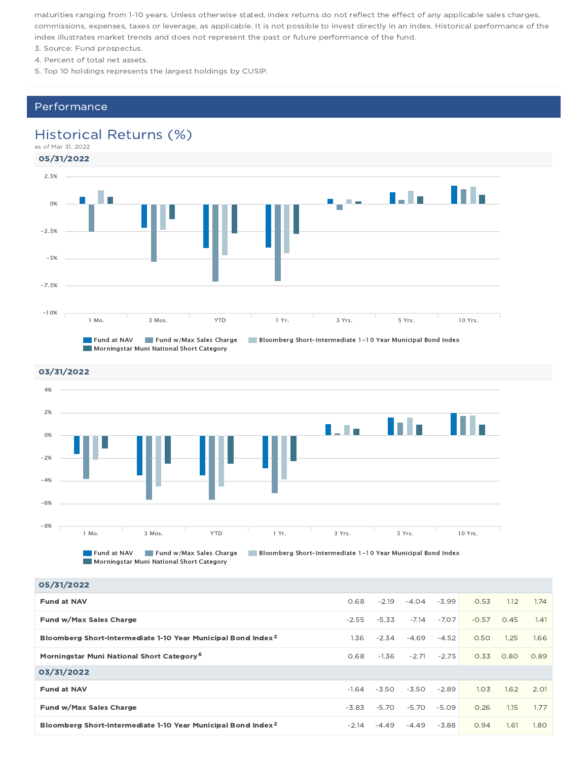maturities ranging from 1-10 years. Unless otherwise stated, index returns do not reflect the effect of any applicable sales charges, commissions, expenses, taxes or leverage, as applicable. It is not possible to invest directly in an index. Historical performance of the index illustrates market trends and does not represent the past or future performance of the fund.

3. Source: Fund prospectus.
4. Percent of total net assets.
5. Top 10 holdings represents the largest holdings by CUSIP.

## Performance

### Historical Returns (%)

as of Mar 31, 2022

**05/31/2022**

Fund at NAV | Fund w/Max Sales Charge | Bloomberg Short-Intermediate 1-10 Year Municipal Bond Index | Morningstar Muni National Short Category

**03/31/2022**

Fund at NAV | Fund w/Max Sales Charge | Bloomberg Short-Intermediate 1-10 Year Municipal Bond Index | Morningstar Muni National Short Category

| | 1 Mo. | 3 Mos. | YTD | 1 Yr. | 3 Yrs. | 5 Yrs. | 10 Yrs. |
|---|---|---|---|---|---|---|---|
| **05/31/2022** | | | | | | | |
| **Fund at NAV** | 0.68 | -2.19 | -4.04 | -3.99 | 0.53 | 1.12 | 1.74 |
| **Fund w/Max Sales Charge** | -2.55 | -5.33 | -7.14 | -7.07 | -0.57 | 0.45 | 1.41 |
| **Bloomberg Short-Intermediate 1-10 Year Municipal Bond Index[2]** | 1.36 | -2.34 | -4.69 | -4.52 | 0.50 | 1.25 | 1.66 |
| **Morningstar Muni National Short Category[6]** | 0.68 | -1.36 | -2.71 | -2.75 | 0.33 | 0.80 | 0.89 |
| **03/31/2022** | | | | | | | |
| **Fund at NAV** | -1.64 | -3.50 | -3.50 | -2.89 | 1.03 | 1.62 | 2.01 |
| **Fund w/Max Sales Charge** | -3.83 | -5.70 | -5.70 | -5.09 | 0.26 | 1.15 | 1.77 |
| **Bloomberg Short-Intermediate 1-10 Year Municipal Bond Index[2]** | -2.14 | -4.49 | -4.49 | -3.88 | 0.94 | 1.61 | 1.80 |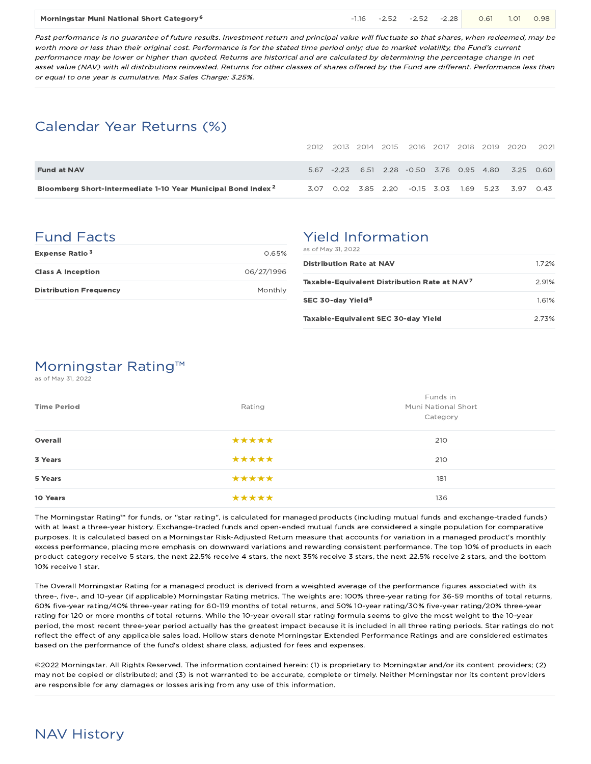| Morningstar Muni National Short Category[6] | -1.16 | -2.52 | -2.52 | -2.28 | 0.61 | 1.01 | 0.98 |
|---|---|---|---|---|---|---|---|

*Past performance is no guarantee of future results. Investment return and principal value will fluctuate so that shares, when redeemed, may be worth more or less than their original cost. Performance is for the stated time period only; due to market volatility, the Fund's current performance may be lower or higher than quoted. Returns are historical and are calculated by determining the percentage change in net asset value (NAV) with all distributions reinvested. Returns for other classes of shares offered by the Fund are different. Performance less than or equal to one year is cumulative. Max Sales Charge: 3.25%.*

## Calendar Year Returns (%)

| | 2012 | 2013 | 2014 | 2015 | 2016 | 2017 | 2018 | 2019 | 2020 | 2021 |
|---|---|---|---|---|---|---|---|---|---|---|
| **Fund at NAV** | 5.67 | -2.23 | 6.51 | 2.28 | -0.50 | 3.76 | 0.95 | 4.80 | 3.25 | 0.60 |
| **Bloomberg Short-Intermediate 1-10 Year Municipal Bond Index[2]** | 3.07 | 0.02 | 3.85 | 2.20 | -0.15 | 3.03 | 1.69 | 5.23 | 3.97 | 0.43 |

## Fund Facts

| | |
|---|---|
| **Expense Ratio[3]** | 0.65% |
| **Class A Inception** | 06/27/1996 |
| **Distribution Frequency** | Monthly |

## Yield Information

as of May 31, 2022

| | |
|---|---|
| **Distribution Rate at NAV** | 1.72% |
| **Taxable-Equivalent Distribution Rate at NAV[7]** | 2.91% |
| **SEC 30-day Yield[8]** | 1.61% |
| **Taxable-Equivalent SEC 30-day Yield** | 2.73% |

## Morningstar Rating™

as of May 31, 2022

| Time Period | Rating | Funds in Muni National Short Category |
|---|---|---|
| **Overall** | ★★★★★ | 210 |
| **3 Years** | ★★★★★ | 210 |
| **5 Years** | ★★★★★ | 181 |
| **10 Years** | ★★★★★ | 136 |

The Morningstar Rating™ for funds, or "star rating", is calculated for managed products (including mutual funds and exchange-traded funds) with at least a three-year history. Exchange-traded funds and open-ended mutual funds are considered a single population for comparative purposes. It is calculated based on a Morningstar Risk-Adjusted Return measure that accounts for variation in a managed product's monthly excess performance, placing more emphasis on downward variations and rewarding consistent performance. The top 10% of products in each product category receive 5 stars, the next 22.5% receive 4 stars, the next 35% receive 3 stars, the next 22.5% receive 2 stars, and the bottom 10% receive 1 star.

The Overall Morningstar Rating for a managed product is derived from a weighted average of the performance figures associated with its three-, five-, and 10-year (if applicable) Morningstar Rating metrics. The weights are: 100% three-year rating for 36-59 months of total returns, 60% five-year rating/40% three-year rating for 60-119 months of total returns, and 50% 10-year rating/30% five-year rating/20% three-year rating for 120 or more months of total returns. While the 10-year overall star rating formula seems to give the most weight to the 10-year period, the most recent three-year period actually has the greatest impact because it is included in all three rating periods. Star ratings do not reflect the effect of any applicable sales load. Hollow stars denote Morningstar Extended Performance Ratings and are considered estimates based on the performance of the fund's oldest share class, adjusted for fees and expenses.

©2022 Morningstar. All Rights Reserved. The information contained herein: (1) is proprietary to Morningstar and/or its content providers; (2) may not be copied or distributed; and (3) is not warranted to be accurate, complete or timely. Neither Morningstar nor its content providers are responsible for any damages or losses arising from any use of this information.

## NAV History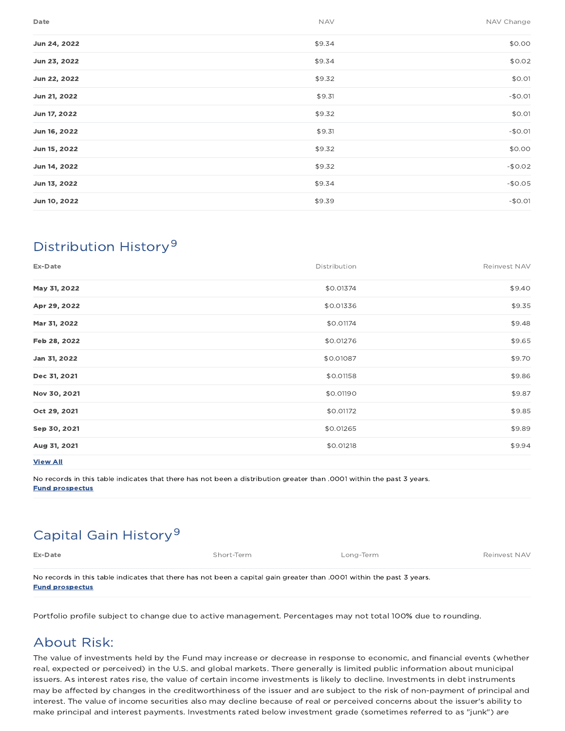| Date | NAV | NAV Change |
|---|---|---|
| **Jun 24, 2022** | $9.34 | $0.00 |
| **Jun 23, 2022** | $9.34 | $0.02 |
| **Jun 22, 2022** | $9.32 | $0.01 |
| **Jun 21, 2022** | $9.31 | -$0.01 |
| **Jun 17, 2022** | $9.32 | $0.01 |
| **Jun 16, 2022** | $9.31 | -$0.01 |
| **Jun 15, 2022** | $9.32 | $0.00 |
| **Jun 14, 2022** | $9.32 | -$0.02 |
| **Jun 13, 2022** | $9.34 | -$0.05 |
| **Jun 10, 2022** | $9.39 | -$0.01 |

## Distribution History[9]

| Ex-Date | Distribution | Reinvest NAV |
|---|---|---|
| **May 31, 2022** | $0.01374 | $9.40 |
| **Apr 29, 2022** | $0.01336 | $9.35 |
| **Mar 31, 2022** | $0.01174 | $9.48 |
| **Feb 28, 2022** | $0.01276 | $9.65 |
| **Jan 31, 2022** | $0.01087 | $9.70 |
| **Dec 31, 2021** | $0.01158 | $9.86 |
| **Nov 30, 2021** | $0.01190 | $9.87 |
| **Oct 29, 2021** | $0.01172 | $9.85 |
| **Sep 30, 2021** | $0.01265 | $9.89 |
| **Aug 31, 2021** | $0.01218 | $9.94 |

**View All**

No records in this table indicates that there has not been a distribution greater than .0001 within the past 3 years.
**Fund prospectus**

## Capital Gain History[9]

| Ex-Date | Short-Term | Long-Term | Reinvest NAV |
|---|---|---|---|

No records in this table indicates that there has not been a capital gain greater than .0001 within the past 3 years.
**Fund prospectus**

Portfolio profile subject to change due to active management. Percentages may not total 100% due to rounding.

## About Risk:

The value of investments held by the Fund may increase or decrease in response to economic, and financial events (whether real, expected or perceived) in the U.S. and global markets. There generally is limited public information about municipal issuers. As interest rates rise, the value of certain income investments is likely to decline. Investments in debt instruments may be affected by changes in the creditworthiness of the issuer and are subject to the risk of non-payment of principal and interest. The value of income securities also may decline because of real or perceived concerns about the issuer's ability to make principal and interest payments. Investments rated below investment grade (sometimes referred to as "junk") are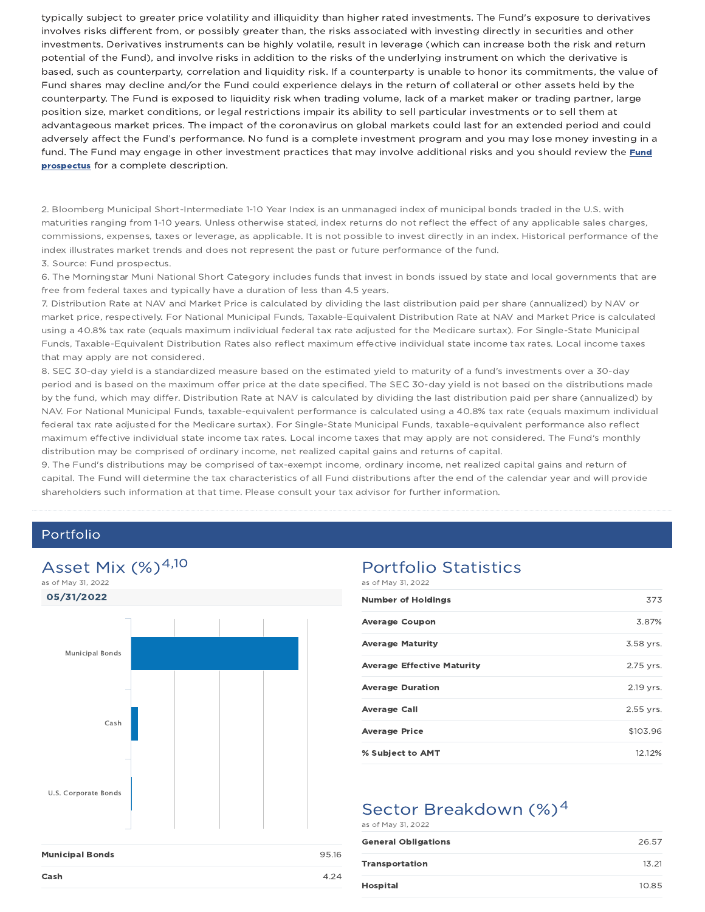typically subject to greater price volatility and illiquidity than higher rated investments. The Fund's exposure to derivatives involves risks different from, or possibly greater than, the risks associated with investing directly in securities and other investments. Derivatives instruments can be highly volatile, result in leverage (which can increase both the risk and return potential of the Fund), and involve risks in addition to the risks of the underlying instrument on which the derivative is based, such as counterparty, correlation and liquidity risk. If a counterparty is unable to honor its commitments, the value of Fund shares may decline and/or the Fund could experience delays in the return of collateral or other assets held by the counterparty. The Fund is exposed to liquidity risk when trading volume, lack of a market maker or trading partner, large position size, market conditions, or legal restrictions impair its ability to sell particular investments or to sell them at advantageous market prices. The impact of the coronavirus on global markets could last for an extended period and could adversely affect the Fund's performance. No fund is a complete investment program and you may lose money investing in a fund. The Fund may engage in other investment practices that may involve additional risks and you should review the **Fund prospectus** for a complete description.

2. Bloomberg Municipal Short-Intermediate 1-10 Year Index is an unmanaged index of municipal bonds traded in the U.S. with maturities ranging from 1-10 years. Unless otherwise stated, index returns do not reflect the effect of any applicable sales charges, commissions, expenses, taxes or leverage, as applicable. It is not possible to invest directly in an index. Historical performance of the index illustrates market trends and does not represent the past or future performance of the fund.
3. Source: Fund prospectus.
6. The Morningstar Muni National Short Category includes funds that invest in bonds issued by state and local governments that are free from federal taxes and typically have a duration of less than 4.5 years.
7. Distribution Rate at NAV and Market Price is calculated by dividing the last distribution paid per share (annualized) by NAV or market price, respectively. For National Municipal Funds, Taxable-Equivalent Distribution Rate at NAV and Market Price is calculated using a 40.8% tax rate (equals maximum individual federal tax rate adjusted for the Medicare surtax). For Single-State Municipal Funds, Taxable-Equivalent Distribution Rates also reflect maximum effective individual state income tax rates. Local income taxes that may apply are not considered.
8. SEC 30-day yield is a standardized measure based on the estimated yield to maturity of a fund's investments over a 30-day period and is based on the maximum offer price at the date specified. The SEC 30-day yield is not based on the distributions made by the fund, which may differ. Distribution Rate at NAV is calculated by dividing the last distribution paid per share (annualized) by NAV. For National Municipal Funds, taxable-equivalent performance is calculated using a 40.8% tax rate (equals maximum individual federal tax rate adjusted for the Medicare surtax). For Single-State Municipal Funds, taxable-equivalent performance also reflect maximum effective individual state income tax rates. Local income taxes that may apply are not considered. The Fund's monthly distribution may be comprised of ordinary income, net realized capital gains and returns of capital.
9. The Fund's distributions may be comprised of tax-exempt income, ordinary income, net realized capital gains and return of capital. The Fund will determine the tax characteristics of all Fund distributions after the end of the calendar year and will provide shareholders such information at that time. Please consult your tax advisor for further information.

## Portfolio

### Asset Mix (%)[4,10]

as of May 31, 2022

**05/31/2022**

| | |
|---|---|
| **Municipal Bonds** | 95.16 |
| **Cash** | 4.24 |

### Portfolio Statistics

as of May 31, 2022

| | |
|---|---|
| **Number of Holdings** | 373 |
| **Average Coupon** | 3.87% |
| **Average Maturity** | 3.58 yrs. |
| **Average Effective Maturity** | 2.75 yrs. |
| **Average Duration** | 2.19 yrs. |
| **Average Call** | 2.55 yrs. |
| **Average Price** | $103.96 |
| **% Subject to AMT** | 12.12% |

### Sector Breakdown (%)[4]

as of May 31, 2022

| | |
|---|---|
| **General Obligations** | 26.57 |
| **Transportation** | 13.21 |
| **Hospital** | 10.85 |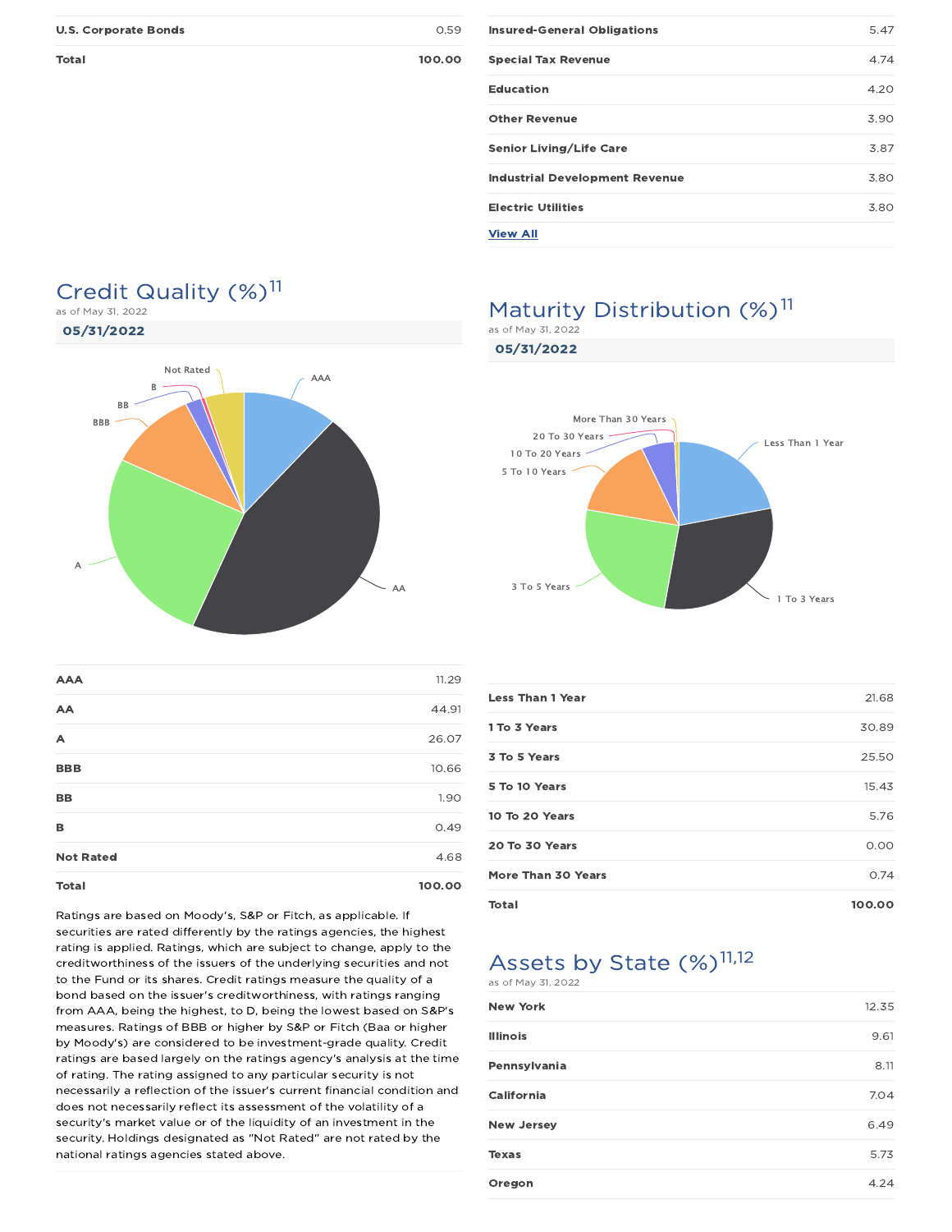| | |
|---|---|
| U.S. Corporate Bonds | 0.59 |
| **Total** | **100.00** |

| | |
|---|---|
| Insured-General Obligations | 5.47 |
| Special Tax Revenue | 4.74 |
| Education | 4.20 |
| Other Revenue | 3.90 |
| Senior Living/Life Care | 3.87 |
| Industrial Development Revenue | 3.80 |
| Electric Utilities | 3.80 |

View All

## Credit Quality (%)[11]

as of May 31, 2022

**05/31/2022**

| | |
|---|---|
| AAA | 11.29 |
| AA | 44.91 |
| A | 26.07 |
| BBB | 10.66 |
| BB | 1.90 |
| B | 0.49 |
| Not Rated | 4.68 |
| **Total** | **100.00** |

Ratings are based on Moody's, S&P or Fitch, as applicable. If securities are rated differently by the ratings agencies, the highest rating is applied. Ratings, which are subject to change, apply to the creditworthiness of the issuers of the underlying securities and not to the Fund or its shares. Credit ratings measure the quality of a bond based on the issuer's creditworthiness, with ratings ranging from AAA, being the highest, to D, being the lowest based on S&P's measures. Ratings of BBB or higher by S&P or Fitch (Baa or higher by Moody's) are considered to be investment-grade quality. Credit ratings are based largely on the ratings agency's analysis at the time of rating. The rating assigned to any particular security is not necessarily a reflection of the issuer's current financial condition and does not necessarily reflect its assessment of the volatility of a security's market value or of the liquidity of an investment in the security. Holdings designated as "Not Rated" are not rated by the national ratings agencies stated above.

## Maturity Distribution (%)[11]

as of May 31, 2022

**05/31/2022**

| | |
|---|---|
| Less Than 1 Year | 21.68 |
| 1 To 3 Years | 30.89 |
| 3 To 5 Years | 25.50 |
| 5 To 10 Years | 15.43 |
| 10 To 20 Years | 5.76 |
| 20 To 30 Years | 0.00 |
| More Than 30 Years | 0.74 |
| **Total** | **100.00** |

## Assets by State (%)[11,12]

as of May 31, 2022

| | |
|---|---|
| New York | 12.35 |
| Illinois | 9.61 |
| Pennsylvania | 8.11 |
| California | 7.04 |
| New Jersey | 6.49 |
| Texas | 5.73 |
| Oregon | 4.24 |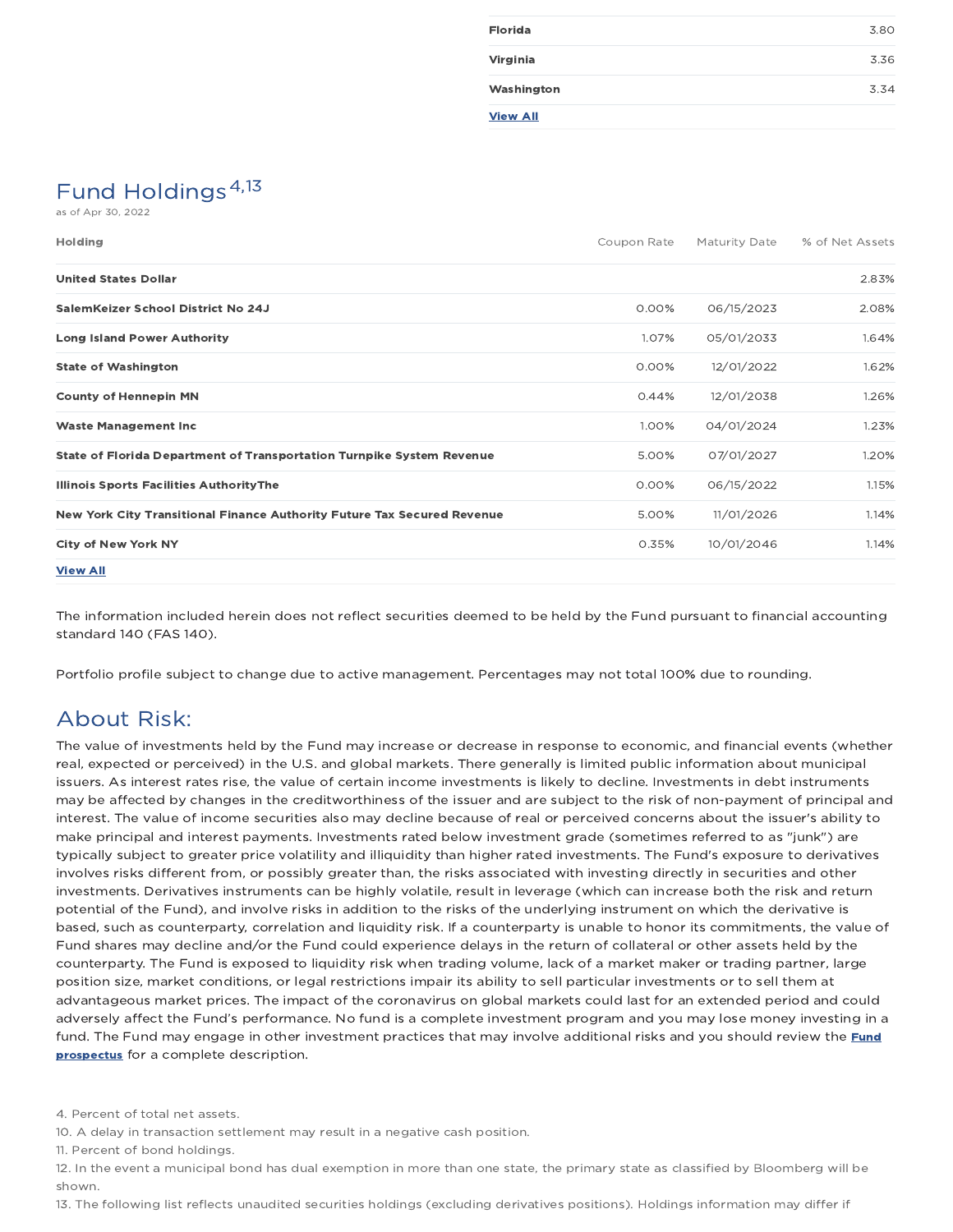| | |
|---|---|
| **Florida** | 3.80 |
| **Virginia** | 3.36 |
| **Washington** | 3.34 |

**View All**

## Fund Holdings[4,13]

as of Apr 30, 2022

| Holding | Coupon Rate | Maturity Date | % of Net Assets |
|---|---|---|---|
| **United States Dollar** | | | 2.83% |
| **SalemKeizer School District No 24J** | 0.00% | 06/15/2023 | 2.08% |
| **Long Island Power Authority** | 1.07% | 05/01/2033 | 1.64% |
| **State of Washington** | 0.00% | 12/01/2022 | 1.62% |
| **County of Hennepin MN** | 0.44% | 12/01/2038 | 1.26% |
| **Waste Management Inc** | 1.00% | 04/01/2024 | 1.23% |
| **State of Florida Department of Transportation Turnpike System Revenue** | 5.00% | 07/01/2027 | 1.20% |
| **Illinois Sports Facilities AuthorityThe** | 0.00% | 06/15/2022 | 1.15% |
| **New York City Transitional Finance Authority Future Tax Secured Revenue** | 5.00% | 11/01/2026 | 1.14% |
| **City of New York NY** | 0.35% | 10/01/2046 | 1.14% |

**View All**

The information included herein does not reflect securities deemed to be held by the Fund pursuant to financial accounting standard 140 (FAS 140).

Portfolio profile subject to change due to active management. Percentages may not total 100% due to rounding.

## About Risk:

The value of investments held by the Fund may increase or decrease in response to economic, and financial events (whether real, expected or perceived) in the U.S. and global markets. There generally is limited public information about municipal issuers. As interest rates rise, the value of certain income investments is likely to decline. Investments in debt instruments may be affected by changes in the creditworthiness of the issuer and are subject to the risk of non-payment of principal and interest. The value of income securities also may decline because of real or perceived concerns about the issuer's ability to make principal and interest payments. Investments rated below investment grade (sometimes referred to as "junk") are typically subject to greater price volatility and illiquidity than higher rated investments. The Fund's exposure to derivatives involves risks different from, or possibly greater than, the risks associated with investing directly in securities and other investments. Derivatives instruments can be highly volatile, result in leverage (which can increase both the risk and return potential of the Fund), and involve risks in addition to the risks of the underlying instrument on which the derivative is based, such as counterparty, correlation and liquidity risk. If a counterparty is unable to honor its commitments, the value of Fund shares may decline and/or the Fund could experience delays in the return of collateral or other assets held by the counterparty. The Fund is exposed to liquidity risk when trading volume, lack of a market maker or trading partner, large position size, market conditions, or legal restrictions impair its ability to sell particular investments or to sell them at advantageous market prices. The impact of the coronavirus on global markets could last for an extended period and could adversely affect the Fund's performance. No fund is a complete investment program and you may lose money investing in a fund. The Fund may engage in other investment practices that may involve additional risks and you should review the **Fund prospectus** for a complete description.

4. Percent of total net assets.
10. A delay in transaction settlement may result in a negative cash position.
11. Percent of bond holdings.
12. In the event a municipal bond has dual exemption in more than one state, the primary state as classified by Bloomberg will be shown.
13. The following list reflects unaudited securities holdings (excluding derivatives positions). Holdings information may differ if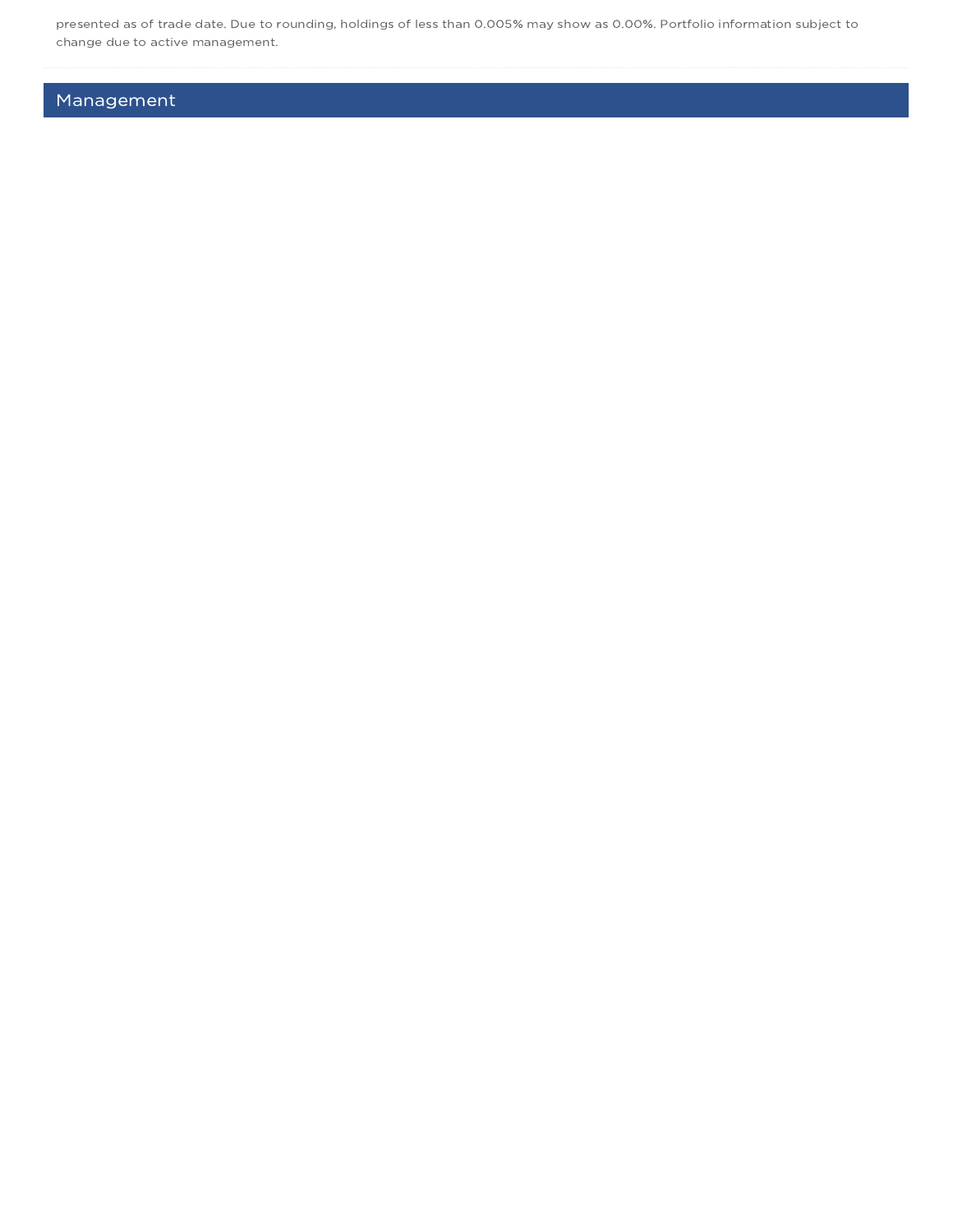presented as of trade date. Due to rounding, holdings of less than 0.005% may show as 0.00%. Portfolio information subject to change due to active management.

## Management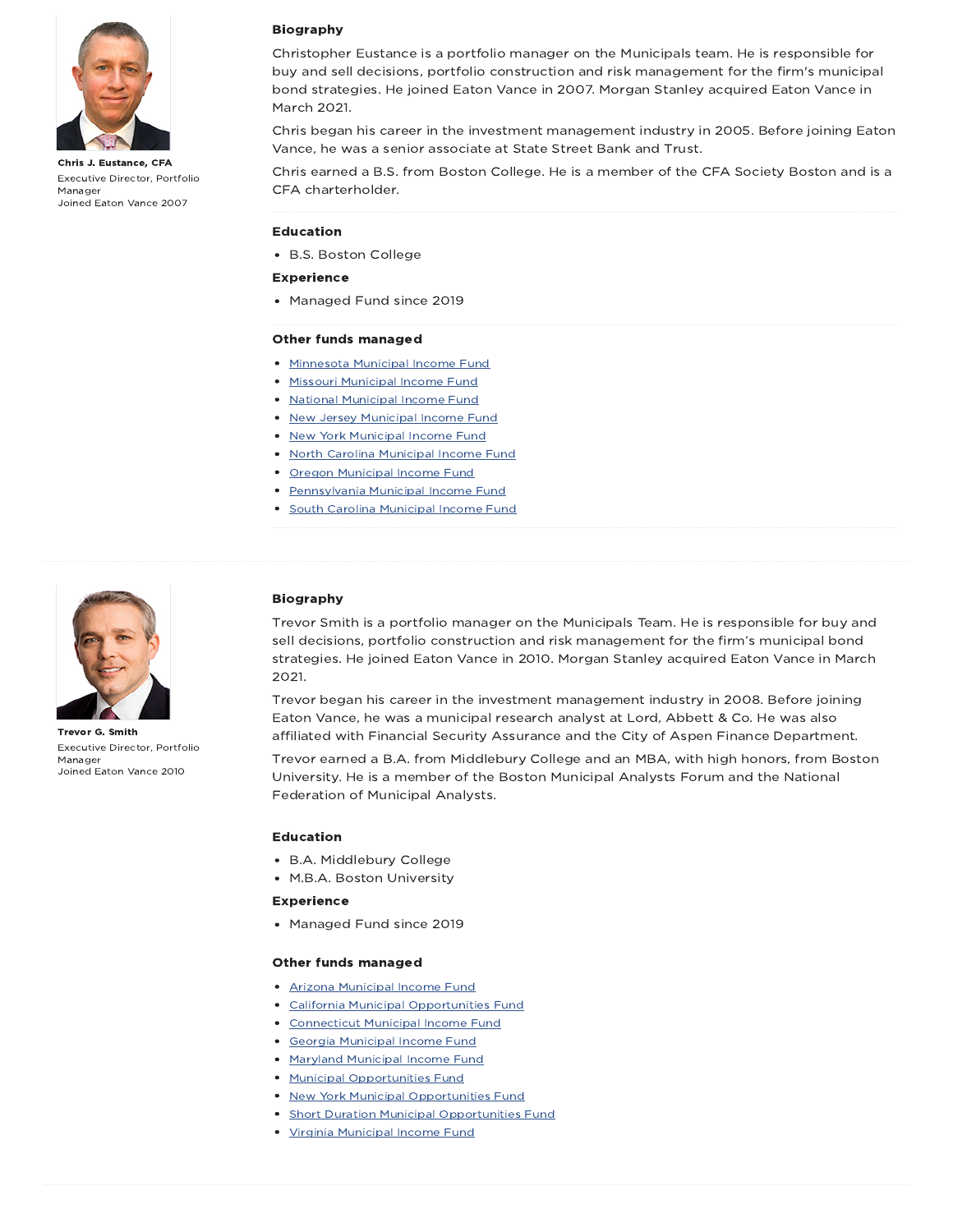**Chris J. Eustance, CFA**

Executive Director, Portfolio Manager

Joined Eaton Vance 2007

### Biography

Christopher Eustance is a portfolio manager on the Municipals team. He is responsible for buy and sell decisions, portfolio construction and risk management for the firm's municipal bond strategies. He joined Eaton Vance in 2007. Morgan Stanley acquired Eaton Vance in March 2021.

Chris began his career in the investment management industry in 2005. Before joining Eaton Vance, he was a senior associate at State Street Bank and Trust.

Chris earned a B.S. from Boston College. He is a member of the CFA Society Boston and is a CFA charterholder.

### Education

- B.S. Boston College

### Experience

- Managed Fund since 2019

### Other funds managed

- Minnesota Municipal Income Fund
- Missouri Municipal Income Fund
- National Municipal Income Fund
- New Jersey Municipal Income Fund
- New York Municipal Income Fund
- North Carolina Municipal Income Fund
- Oregon Municipal Income Fund
- Pennsylvania Municipal Income Fund
- South Carolina Municipal Income Fund

---

**Trevor G. Smith**

Executive Director, Portfolio Manager

Joined Eaton Vance 2010

### Biography

Trevor Smith is a portfolio manager on the Municipals Team. He is responsible for buy and sell decisions, portfolio construction and risk management for the firm's municipal bond strategies. He joined Eaton Vance in 2010. Morgan Stanley acquired Eaton Vance in March 2021.

Trevor began his career in the investment management industry in 2008. Before joining Eaton Vance, he was a municipal research analyst at Lord, Abbett & Co. He was also affiliated with Financial Security Assurance and the City of Aspen Finance Department.

Trevor earned a B.A. from Middlebury College and an MBA, with high honors, from Boston University. He is a member of the Boston Municipal Analysts Forum and the National Federation of Municipal Analysts.

### Education

- B.A. Middlebury College
- M.B.A. Boston University

### Experience

- Managed Fund since 2019

### Other funds managed

- Arizona Municipal Income Fund
- California Municipal Opportunities Fund
- Connecticut Municipal Income Fund
- Georgia Municipal Income Fund
- Maryland Municipal Income Fund
- Municipal Opportunities Fund
- New York Municipal Opportunities Fund
- Short Duration Municipal Opportunities Fund
- Virginia Municipal Income Fund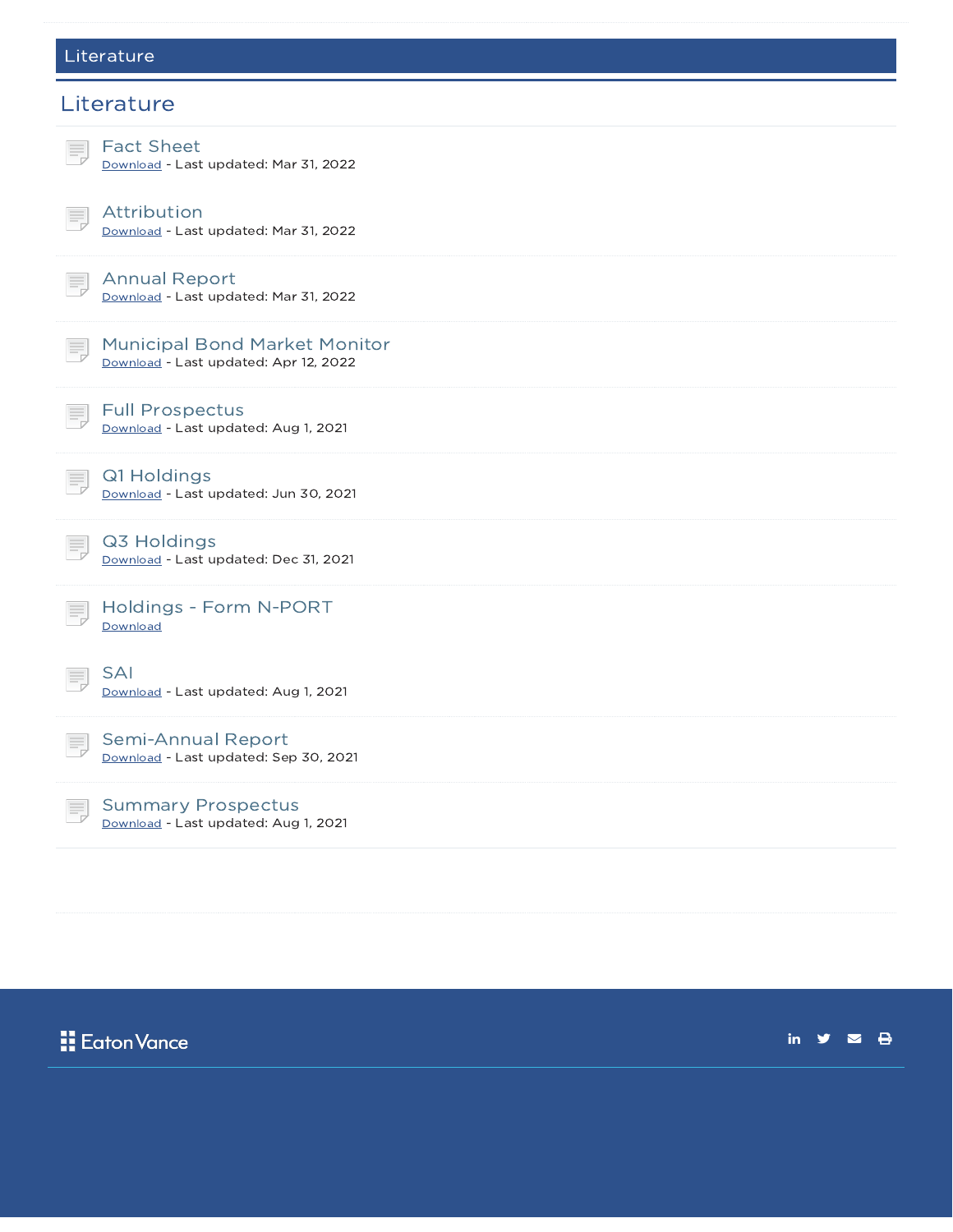## Literature

## Literature

### Fact Sheet
Download - Last updated: Mar 31, 2022

### Attribution
Download - Last updated: Mar 31, 2022

### Annual Report
Download - Last updated: Mar 31, 2022

### Municipal Bond Market Monitor
Download - Last updated: Apr 12, 2022

### Full Prospectus
Download - Last updated: Aug 1, 2021

### Q1 Holdings
Download - Last updated: Jun 30, 2021

### Q3 Holdings
Download - Last updated: Dec 31, 2021

### Holdings - Form N-PORT
Download

### SAI
Download - Last updated: Aug 1, 2021

### Semi-Annual Report
Download - Last updated: Sep 30, 2021

### Summary Prospectus
Download - Last updated: Aug 1, 2021

Eaton Vance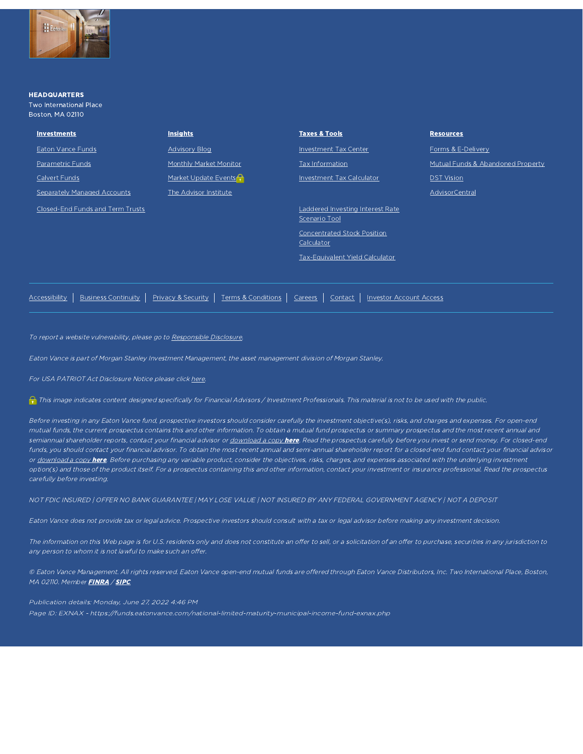**HEADQUARTERS**
Two International Place
Boston, MA 02110

**Investments**

- Eaton Vance Funds
- Parametric Funds
- Calvert Funds
- Separately Managed Accounts
- Closed-End Funds and Term Trusts

**Insights**

- Advisory Blog
- Monthly Market Monitor
- Market Update Events
- The Advisor Institute

**Taxes & Tools**

- Investment Tax Center
- Tax Information
- Investment Tax Calculator
- Laddered Investing Interest Rate Scenario Tool
- Concentrated Stock Position Calculator
- Tax-Equivalent Yield Calculator

**Resources**

- Forms & E-Delivery
- Mutual Funds & Abandoned Property
- DST Vision
- AdvisorCentral

Accessibility | Business Continuity | Privacy & Security | Terms & Conditions | Careers | Contact | Investor Account Access

*To report a website vulnerability, please go to Responsible Disclosure.*

*Eaton Vance is part of Morgan Stanley Investment Management, the asset management division of Morgan Stanley.*

*For USA PATRIOT Act Disclosure Notice please click here.*

*This image indicates content designed specifically for Financial Advisors / Investment Professionals. This material is not to be used with the public.*

*Before investing in any Eaton Vance fund, prospective investors should consider carefully the investment objective(s), risks, and charges and expenses. For open-end mutual funds, the current prospectus contains this and other information. To obtain a mutual fund prospectus or summary prospectus and the most recent annual and semiannual shareholder reports, contact your financial advisor or download a copy **here**. Read the prospectus carefully before you invest or send money. For closed-end funds, you should contact your financial advisor. To obtain the most recent annual and semi-annual shareholder report for a closed-end fund contact your financial advisor or download a copy **here**. Before purchasing any variable product, consider the objectives, risks, charges, and expenses associated with the underlying investment option(s) and those of the product itself. For a prospectus containing this and other information, contact your investment or insurance professional. Read the prospectus carefully before investing.*

*NOT FDIC INSURED | OFFER NO BANK GUARANTEE | MAY LOSE VALUE | NOT INSURED BY ANY FEDERAL GOVERNMENT AGENCY | NOT A DEPOSIT*

*Eaton Vance does not provide tax or legal advice. Prospective investors should consult with a tax or legal advisor before making any investment decision.*

*The information on this Web page is for U.S. residents only and does not constitute an offer to sell, or a solicitation of an offer to purchase, securities in any jurisdiction to any person to whom it is not lawful to make such an offer.*

*© Eaton Vance Management. All rights reserved. Eaton Vance open-end mutual funds are offered through Eaton Vance Distributors, Inc. Two International Place, Boston, MA 02110. Member **FINRA** / **SIPC***

*Publication details: Monday, June 27, 2022 4:46 PM*
*Page ID: EXNAX - https://funds.eatonvance.com/national-limited-maturity-municipal-income-fund-exnax.php*